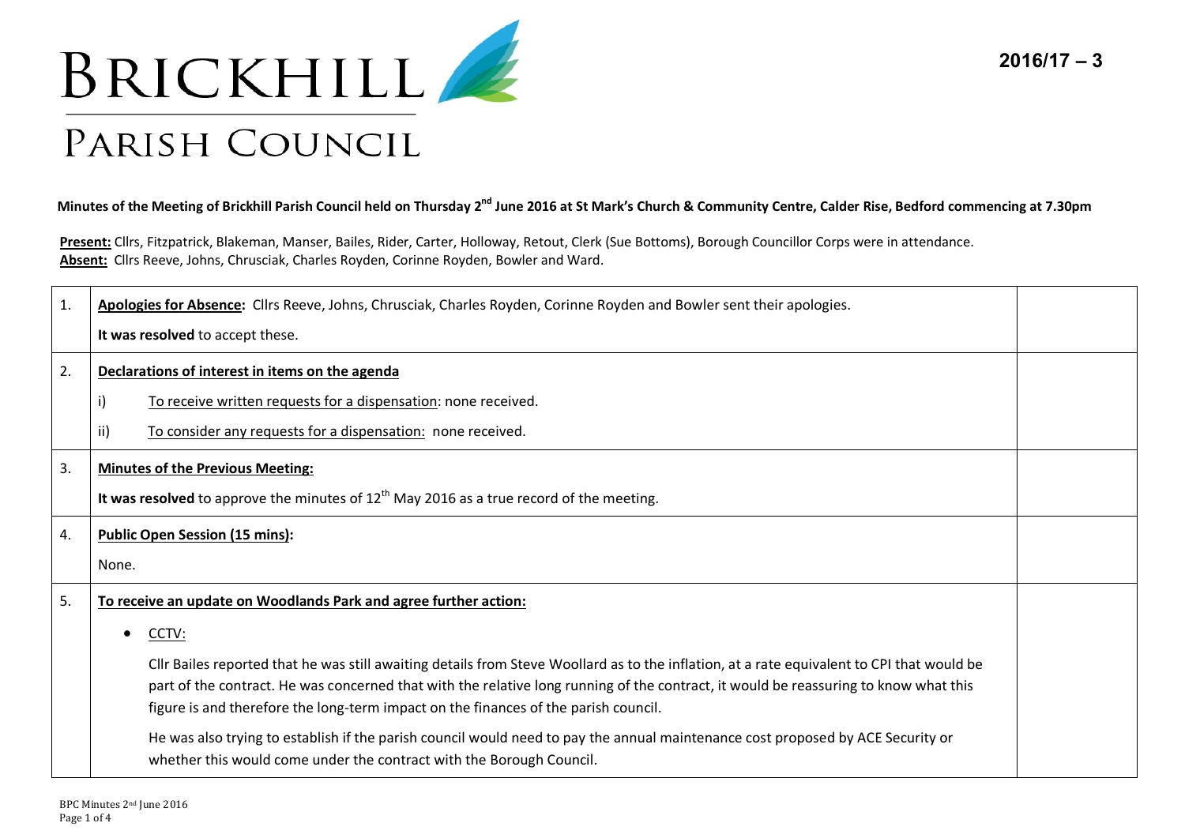# BRICKHILL PARISH COUNCIL

**2016/17 – 3**

**Minutes of the Meeting of Brickhill Parish Council held on Thursday 2nd June 2016 at St Mark's Church & Community Centre, Calder Rise, Bedford commencing at 7.30pm**

**Present:** Cllrs, Fitzpatrick, Blakeman, Manser, Bailes, Rider, Carter, Holloway, Retout, Clerk (Sue Bottoms), Borough Councillor Corps were in attendance.
**Absent:** Cllrs Reeve, Johns, Chrusciak, Charles Royden, Corinne Royden, Bowler and Ward.

| | | |
|---|---|---|
| 1. | **Apologies for Absence:** Cllrs Reeve, Johns, Chrusciak, Charles Royden, Corinne Royden and Bowler sent their apologies.<br><br>**It was resolved** to accept these. | |
| 2. | **Declarations of interest in items on the agenda**<br><br>i) To receive written requests for a dispensation: none received.<br><br>ii) To consider any requests for a dispensation: none received. | |
| 3. | **Minutes of the Previous Meeting:**<br><br>**It was resolved** to approve the minutes of 12th May 2016 as a true record of the meeting. | |
| 4. | **Public Open Session (15 mins):**<br><br>None. | |
| 5. | **To receive an update on Woodlands Park and agree further action:**<br><br>• CCTV:<br><br>Cllr Bailes reported that he was still awaiting details from Steve Woollard as to the inflation, at a rate equivalent to CPI that would be part of the contract. He was concerned that with the relative long running of the contract, it would be reassuring to know what this figure is and therefore the long-term impact on the finances of the parish council.<br><br>He was also trying to establish if the parish council would need to pay the annual maintenance cost proposed by ACE Security or whether this would come under the contract with the Borough Council. | |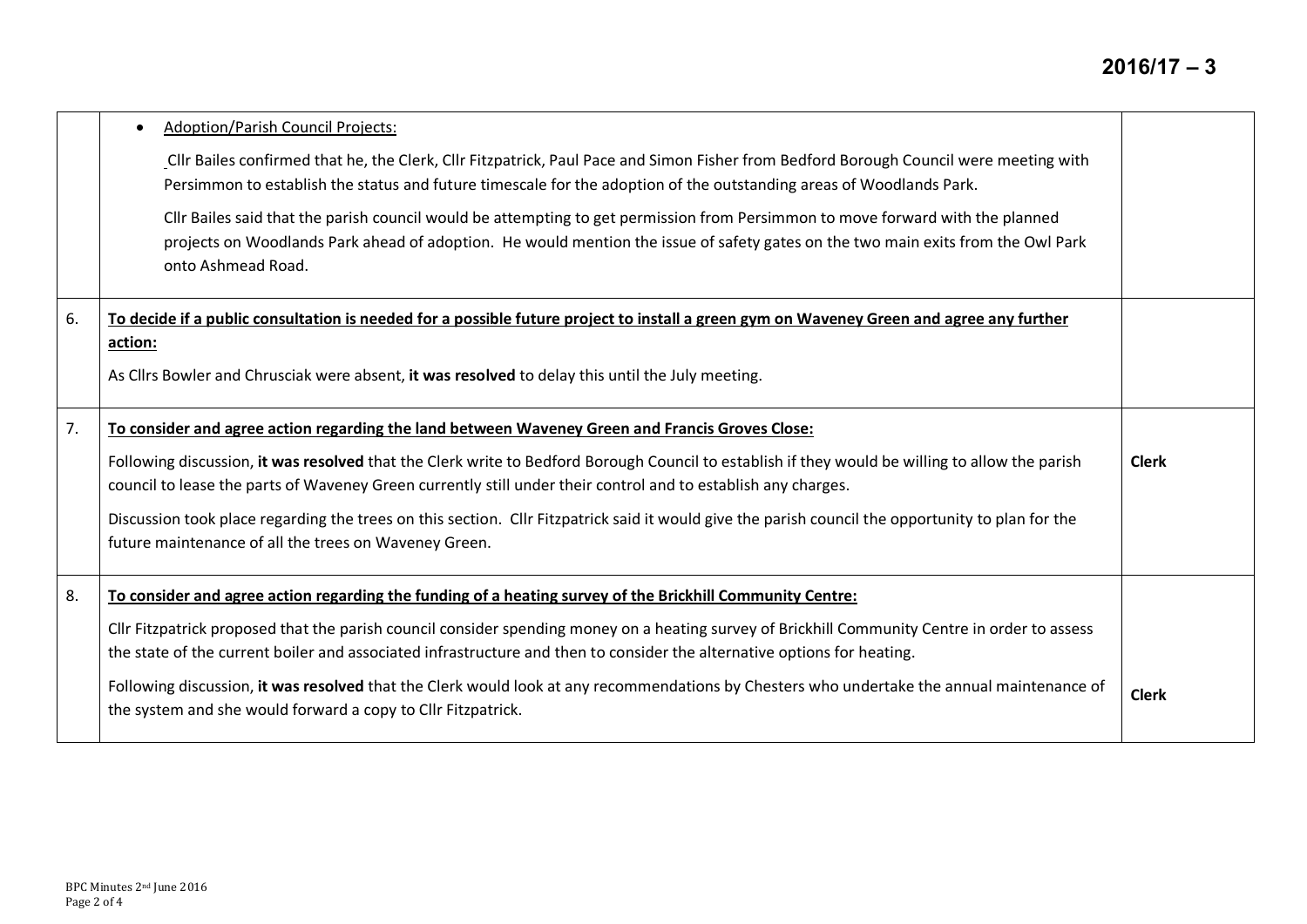| | | |
|---|---|---|
| | • <u>Adoption/Parish Council Projects:</u><br><br>Cllr Bailes confirmed that he, the Clerk, Cllr Fitzpatrick, Paul Pace and Simon Fisher from Bedford Borough Council were meeting with Persimmon to establish the status and future timescale for the adoption of the outstanding areas of Woodlands Park.<br><br>Cllr Bailes said that the parish council would be attempting to get permission from Persimmon to move forward with the planned projects on Woodlands Park ahead of adoption. He would mention the issue of safety gates on the two main exits from the Owl Park onto Ashmead Road. | |
| 6. | **<u>To decide if a public consultation is needed for a possible future project to install a green gym on Waveney Green and agree any further action:</u>**<br><br>As Cllrs Bowler and Chrusciak were absent, **it was resolved** to delay this until the July meeting. | |
| 7. | **<u>To consider and agree action regarding the land between Waveney Green and Francis Groves Close:</u>**<br><br>Following discussion, **it was resolved** that the Clerk write to Bedford Borough Council to establish if they would be willing to allow the parish council to lease the parts of Waveney Green currently still under their control and to establish any charges.<br><br>Discussion took place regarding the trees on this section. Cllr Fitzpatrick said it would give the parish council the opportunity to plan for the future maintenance of all the trees on Waveney Green. | **Clerk** |
| 8. | **<u>To consider and agree action regarding the funding of a heating survey of the Brickhill Community Centre:</u>**<br><br>Cllr Fitzpatrick proposed that the parish council consider spending money on a heating survey of Brickhill Community Centre in order to assess the state of the current boiler and associated infrastructure and then to consider the alternative options for heating.<br><br>Following discussion, **it was resolved** that the Clerk would look at any recommendations by Chesters who undertake the annual maintenance of the system and she would forward a copy to Cllr Fitzpatrick. | **Clerk** |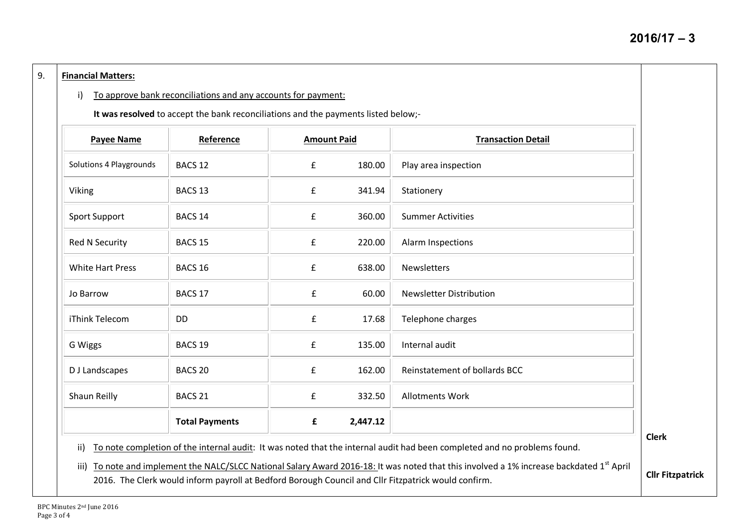9. **Financial Matters:**

i) To approve bank reconciliations and any accounts for payment:

**It was resolved** to accept the bank reconciliations and the payments listed below;-

| **Payee Name** | **Reference** | **Amount Paid** | **Transaction Detail** |
|---|---|---|---|
| Solutions 4 Playgrounds | BACS 12 | £ 180.00 | Play area inspection |
| Viking | BACS 13 | £ 341.94 | Stationery |
| Sport Support | BACS 14 | £ 360.00 | Summer Activities |
| Red N Security | BACS 15 | £ 220.00 | Alarm Inspections |
| White Hart Press | BACS 16 | £ 638.00 | Newsletters |
| Jo Barrow | BACS 17 | £ 60.00 | Newsletter Distribution |
| iThink Telecom | DD | £ 17.68 | Telephone charges |
| G Wiggs | BACS 19 | £ 135.00 | Internal audit |
| D J Landscapes | BACS 20 | £ 162.00 | Reinstatement of bollards BCC |
| Shaun Reilly | BACS 21 | £ 332.50 | Allotments Work |
| | **Total Payments** | **£ 2,447.12** | |

ii) To note completion of the internal audit: It was noted that the internal audit had been completed and no problems found.

iii) To note and implement the NALC/SLCC National Salary Award 2016-18: It was noted that this involved a 1% increase backdated 1st April 2016. The Clerk would inform payroll at Bedford Borough Council and Cllr Fitzpatrick would confirm.

**Clerk**

**Cllr Fitzpatrick**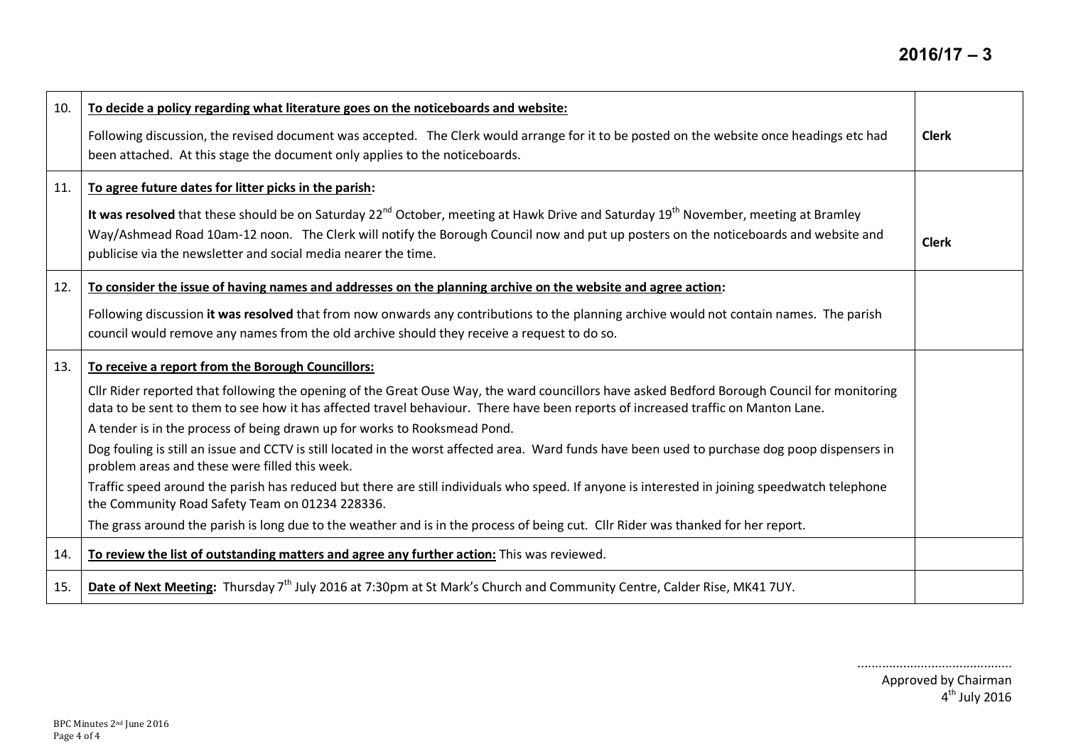| | | |
|---|---|---|
| 10. | **To decide a policy regarding what literature goes on the noticeboards and website:**<br><br>Following discussion, the revised document was accepted. The Clerk would arrange for it to be posted on the website once headings etc had been attached. At this stage the document only applies to the noticeboards. | **Clerk** |
| 11. | **To agree future dates for litter picks in the parish:**<br><br>**It was resolved** that these should be on Saturday 22nd October, meeting at Hawk Drive and Saturday 19th November, meeting at Bramley Way/Ashmead Road 10am-12 noon. The Clerk will notify the Borough Council now and put up posters on the noticeboards and website and publicise via the newsletter and social media nearer the time. | **Clerk** |
| 12. | **To consider the issue of having names and addresses on the planning archive on the website and agree action:**<br><br>Following discussion **it was resolved** that from now onwards any contributions to the planning archive would not contain names. The parish council would remove any names from the old archive should they receive a request to do so. | |
| 13. | **To receive a report from the Borough Councillors:**<br><br>Cllr Rider reported that following the opening of the Great Ouse Way, the ward councillors have asked Bedford Borough Council for monitoring data to be sent to them to see how it has affected travel behaviour. There have been reports of increased traffic on Manton Lane.<br>A tender is in the process of being drawn up for works to Rooksmead Pond.<br>Dog fouling is still an issue and CCTV is still located in the worst affected area. Ward funds have been used to purchase dog poop dispensers in problem areas and these were filled this week.<br>Traffic speed around the parish has reduced but there are still individuals who speed. If anyone is interested in joining speedwatch telephone the Community Road Safety Team on 01234 228336.<br>The grass around the parish is long due to the weather and is in the process of being cut. Cllr Rider was thanked for her report. | |
| 14. | **To review the list of outstanding matters and agree any further action:** This was reviewed. | |
| 15. | **Date of Next Meeting:** Thursday 7th July 2016 at 7:30pm at St Mark's Church and Community Centre, Calder Rise, MK41 7UY. | |

............................................
Approved by Chairman
4th July 2016